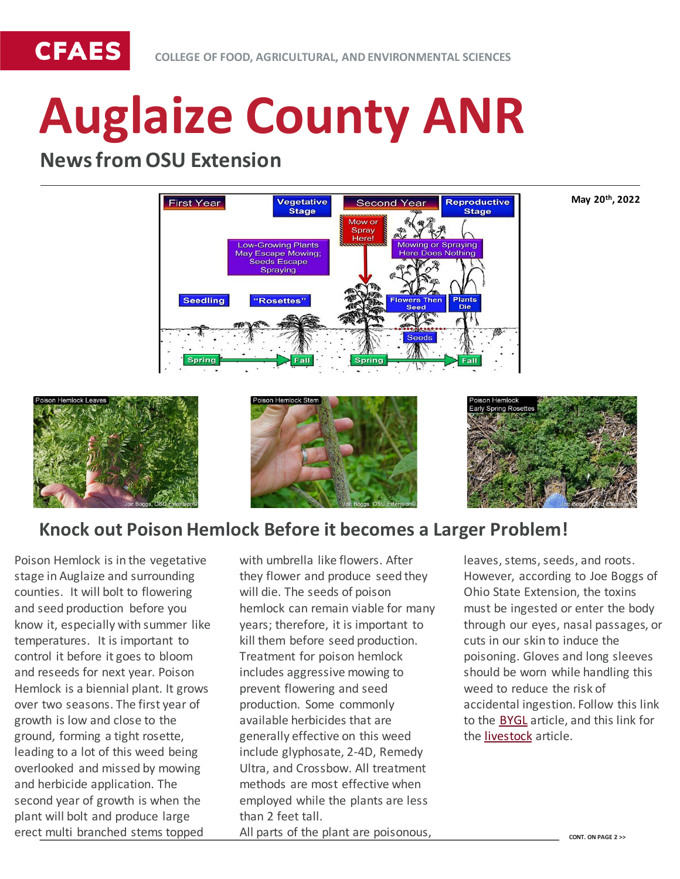CFAES

COLLEGE OF FOOD, AGRICULTURAL, AND ENVIRONMENTAL SCIENCES

# Auglaize County ANR

## News from OSU Extension

May 20th, 2022

## Knock out Poison Hemlock Before it becomes a Larger Problem!

Poison Hemlock is in the vegetative stage in Auglaize and surrounding counties. It will bolt to flowering and seed production before you know it, especially with summer like temperatures. It is important to control it before it goes to bloom and reseeds for next year. Poison Hemlock is a biennial plant. It grows over two seasons. The first year of growth is low and close to the ground, forming a tight rosette, leading to a lot of this weed being overlooked and missed by mowing and herbicide application. The second year of growth is when the plant will bolt and produce large erect multi branched stems topped with umbrella like flowers. After they flower and produce seed they will die. The seeds of poison hemlock can remain viable for many years; therefore, it is important to kill them before seed production. Treatment for poison hemlock includes aggressive mowing to prevent flowering and seed production. Some commonly available herbicides that are generally effective on this weed include glyphosate, 2-4D, Remedy Ultra, and Crossbow. All treatment methods are most effective when employed while the plants are less than 2 feet tall.

All parts of the plant are poisonous, leaves, stems, seeds, and roots. However, according to Joe Boggs of Ohio State Extension, the toxins must be ingested or enter the body through our eyes, nasal passages, or cuts in our skin to induce the poisoning. Gloves and long sleeves should be worn while handling this weed to reduce the risk of accidental ingestion. Follow this link to the BYGL article, and this link for the livestock article.

CONT. ON PAGE 2 >>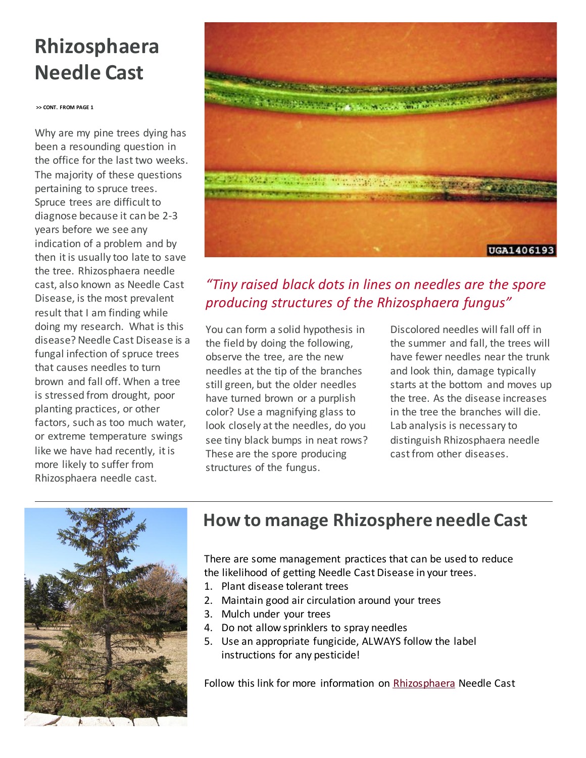# Rhizosphaera Needle Cast

**>> CONT. FROM PAGE 1**

Why are my pine trees dying has been a resounding question in the office for the last two weeks. The majority of these questions pertaining to spruce trees. Spruce trees are difficult to diagnose because it can be 2-3 years before we see any indication of a problem and by then it is usually too late to save the tree. Rhizosphaera needle cast, also known as Needle Cast Disease, is the most prevalent result that I am finding while doing my research. What is this disease? Needle Cast Disease is a fungal infection of spruce trees that causes needles to turn brown and fall off. When a tree is stressed from drought, poor planting practices, or other factors, such as too much water, or extreme temperature swings like we have had recently, it is more likely to suffer from Rhizosphaera needle cast.

*"Tiny raised black dots in lines on needles are the spore producing structures of the Rhizosphaera fungus"*

You can form a solid hypothesis in the field by doing the following, observe the tree, are the new needles at the tip of the branches still green, but the older needles have turned brown or a purplish color? Use a magnifying glass to look closely at the needles, do you see tiny black bumps in neat rows? These are the spore producing structures of the fungus.

Discolored needles will fall off in the summer and fall, the trees will have fewer needles near the trunk and look thin, damage typically starts at the bottom and moves up the tree. As the disease increases in the tree the branches will die. Lab analysis is necessary to distinguish Rhizosphaera needle cast from other diseases.

## How to manage Rhizosphere needle Cast

There are some management practices that can be used to reduce the likelihood of getting Needle Cast Disease in your trees.

1. Plant disease tolerant trees
2. Maintain good air circulation around your trees
3. Mulch under your trees
4. Do not allow sprinklers to spray needles
5. Use an appropriate fungicide, ALWAYS follow the label instructions for any pesticide!

Follow this link for more information on Rhizosphaera Needle Cast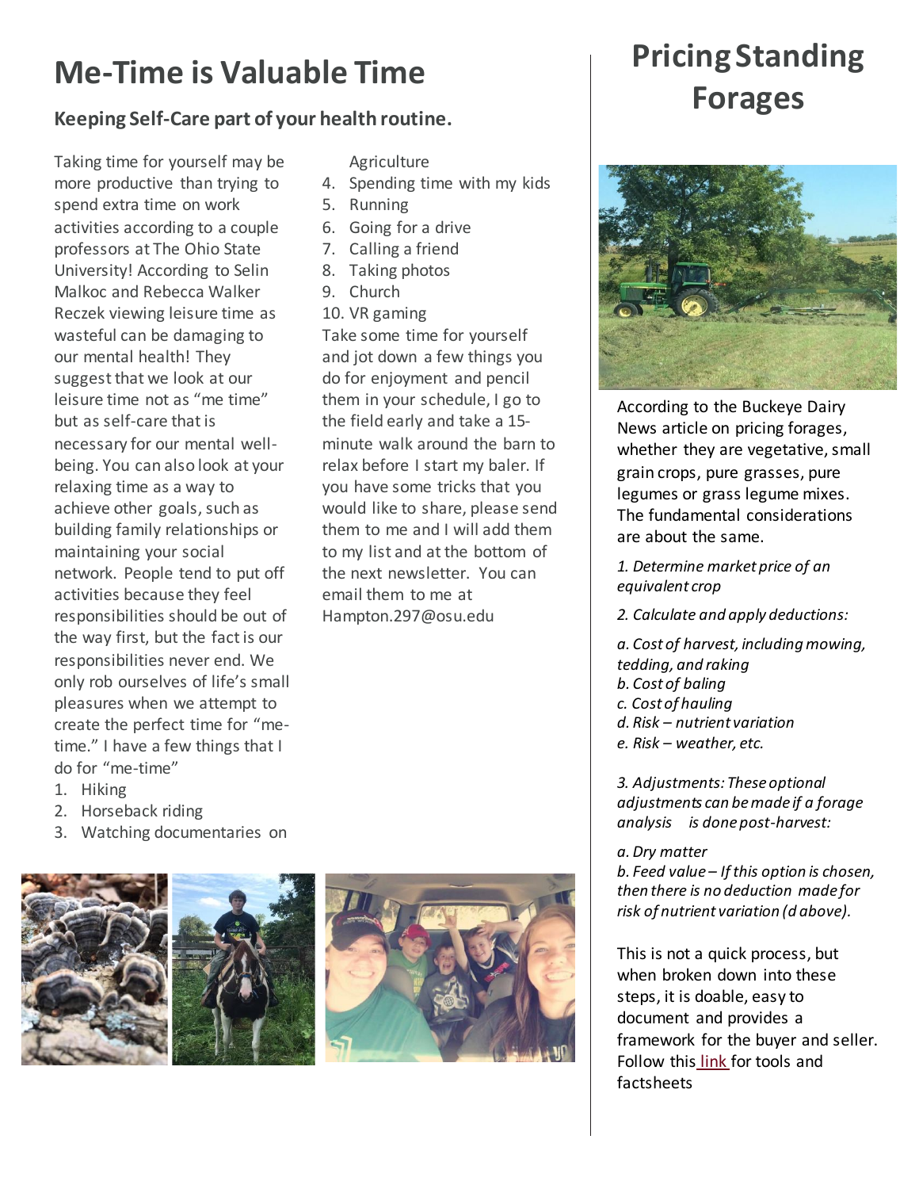# Me-Time is Valuable Time

### Keeping Self-Care part of your health routine.

Taking time for yourself may be more productive than trying to spend extra time on work activities according to a couple professors at The Ohio State University! According to Selin Malkoc and Rebecca Walker Reczek viewing leisure time as wasteful can be damaging to our mental health! They suggest that we look at our leisure time not as "me time" but as self-care that is necessary for our mental well-being. You can also look at your relaxing time as a way to achieve other goals, such as building family relationships or maintaining your social network. People tend to put off activities because they feel responsibilities should be out of the way first, but the fact is our responsibilities never end. We only rob ourselves of life's small pleasures when we attempt to create the perfect time for "me-time." I have a few things that I do for "me-time"

1. Hiking
2. Horseback riding
3. Watching documentaries on Agriculture
4. Spending time with my kids
5. Running
6. Going for a drive
7. Calling a friend
8. Taking photos
9. Church
10. VR gaming

Take some time for yourself and jot down a few things you do for enjoyment and pencil them in your schedule, I go to the field early and take a 15-minute walk around the barn to relax before I start my baler. If you have some tricks that you would like to share, please send them to me and I will add them to my list and at the bottom of the next newsletter. You can email them to me at Hampton.297@osu.edu

# Pricing Standing Forages

According to the Buckeye Dairy News article on pricing forages, whether they are vegetative, small grain crops, pure grasses, pure legumes or grass legume mixes. The fundamental considerations are about the same.

*1. Determine market price of an equivalent crop*

*2. Calculate and apply deductions:*

*a. Cost of harvest, including mowing, tedding, and raking*
*b. Cost of baling*
*c. Cost of hauling*
*d. Risk – nutrient variation*
*e. Risk – weather, etc.*

*3. Adjustments: These optional adjustments can be made if a forage analysis is done post-harvest:*

*a. Dry matter*
*b. Feed value – If this option is chosen, then there is no deduction made for risk of nutrient variation (d above).*

This is not a quick process, but when broken down into these steps, it is doable, easy to document and provides a framework for the buyer and seller. Follow this link for tools and factsheets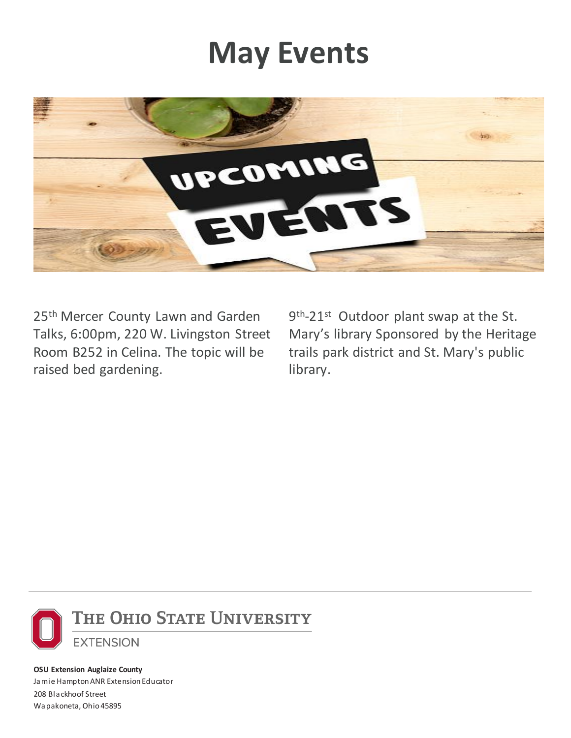# May Events

25th Mercer County Lawn and Garden Talks, 6:00pm, 220 W. Livingston Street Room B252 in Celina. The topic will be raised bed gardening.

9th-21st Outdoor plant swap at the St. Mary's library Sponsored by the Heritage trails park district and St. Mary's public library.

THE OHIO STATE UNIVERSITY

EXTENSION

**OSU Extension Auglaize County**
Jamie Hampton ANR Extension Educator
208 Blackhoof Street
Wapakoneta, Ohio 45895